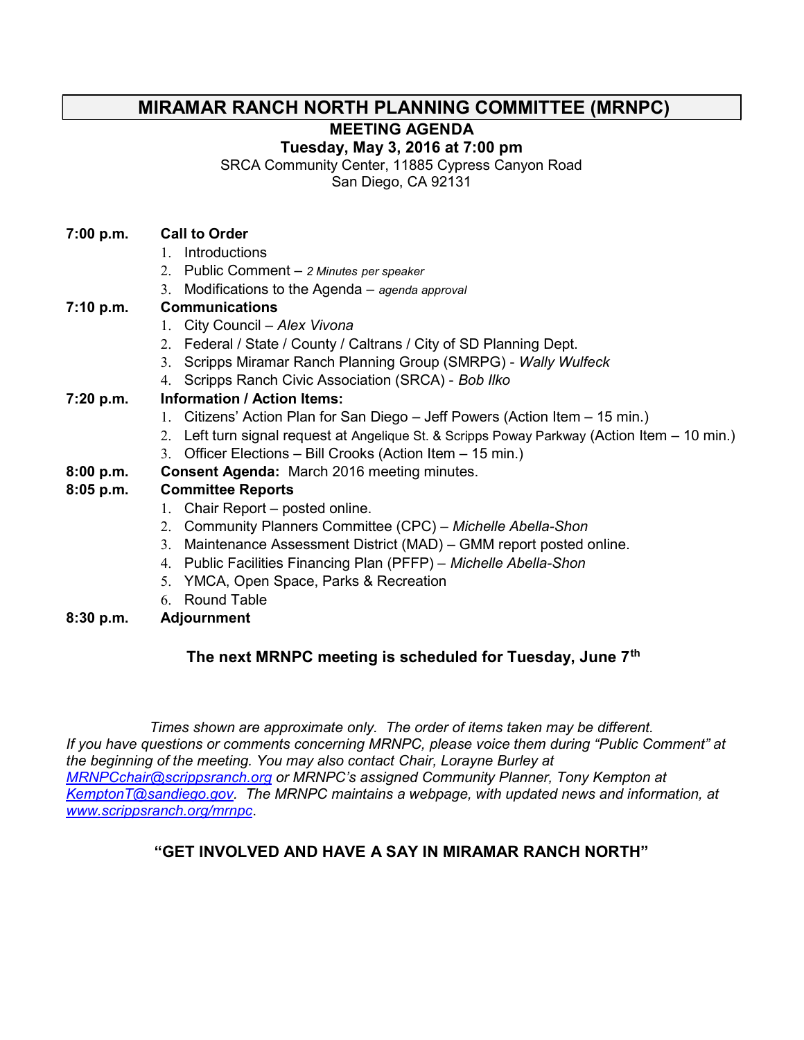# MIRAMAR RANCH NORTH PLANNING COMMITTEE (MRNPC)

**MEETING AGENDA**
**Tuesday, May 3, 2016 at 7:00 pm**
SRCA Community Center, 11885 Cypress Canyon Road
San Diego, CA 92131

**7:00 p.m.** **Call to Order**

1. Introductions
2. Public Comment – *2 Minutes per speaker*
3. Modifications to the Agenda – *agenda approval*

**7:10 p.m.** **Communications**

1. City Council – *Alex Vivona*
2. Federal / State / County / Caltrans / City of SD Planning Dept.
3. Scripps Miramar Ranch Planning Group (SMRPG) - *Wally Wulfeck*
4. Scripps Ranch Civic Association (SRCA) - *Bob Ilko*

**7:20 p.m.** **Information / Action Items:**

1. Citizens' Action Plan for San Diego – Jeff Powers (Action Item – 15 min.)
2. Left turn signal request at Angelique St. & Scripps Poway Parkway (Action Item – 10 min.)
3. Officer Elections – Bill Crooks (Action Item – 15 min.)

**8:00 p.m.** **Consent Agenda:** March 2016 meeting minutes.

**8:05 p.m.** **Committee Reports**

1. Chair Report – posted online.
2. Community Planners Committee (CPC) – *Michelle Abella-Shon*
3. Maintenance Assessment District (MAD) – GMM report posted online.
4. Public Facilities Financing Plan (PFFP) – *Michelle Abella-Shon*
5. YMCA, Open Space, Parks & Recreation
6. Round Table

**8:30 p.m.** **Adjournment**

**The next MRNPC meeting is scheduled for Tuesday, June 7th**

*Times shown are approximate only. The order of items taken may be different. If you have questions or comments concerning MRNPC, please voice them during "Public Comment" at the beginning of the meeting. You may also contact Chair, Lorayne Burley at [MRNPCchair@scrippsranch.org](mailto:MRNPCchair@scrippsranch.org) or MRNPC's assigned Community Planner, Tony Kempton at [KemptonT@sandiego.gov](mailto:KemptonT@sandiego.gov). The MRNPC maintains a webpage, with updated news and information, at [www.scrippsranch.org/mrnpc](http://www.scrippsranch.org/mrnpc).*

**"GET INVOLVED AND HAVE A SAY IN MIRAMAR RANCH NORTH"**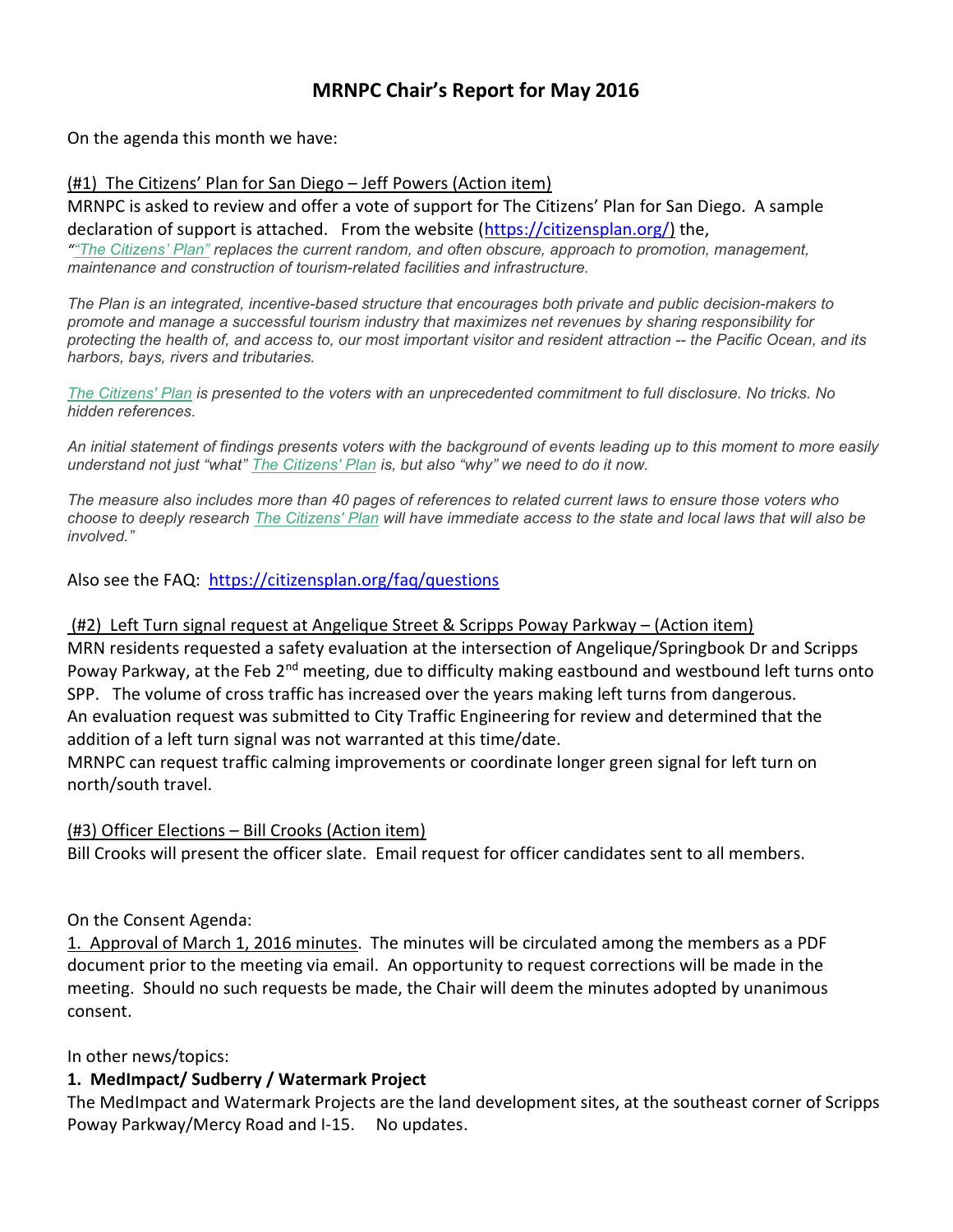# MRNPC Chair's Report for May 2016

On the agenda this month we have:

<u>(#1) The Citizens' Plan for San Diego – Jeff Powers (Action item)</u>

MRNPC is asked to review and offer a vote of support for The Citizens' Plan for San Diego. A sample declaration of support is attached. From the website (https://citizensplan.org/) the,

*""The Citizens' Plan" replaces the current random, and often obscure, approach to promotion, management, maintenance and construction of tourism-related facilities and infrastructure.*

*The Plan is an integrated, incentive-based structure that encourages both private and public decision-makers to promote and manage a successful tourism industry that maximizes net revenues by sharing responsibility for protecting the health of, and access to, our most important visitor and resident attraction -- the Pacific Ocean, and its harbors, bays, rivers and tributaries.*

*The Citizens' Plan is presented to the voters with an unprecedented commitment to full disclosure. No tricks. No hidden references.*

*An initial statement of findings presents voters with the background of events leading up to this moment to more easily understand not just "what" The Citizens' Plan is, but also "why" we need to do it now.*

*The measure also includes more than 40 pages of references to related current laws to ensure those voters who choose to deeply research The Citizens' Plan will have immediate access to the state and local laws that will also be involved."*

Also see the FAQ: https://citizensplan.org/faq/questions

<u>(#2) Left Turn signal request at Angelique Street & Scripps Poway Parkway – (Action item)</u>

MRN residents requested a safety evaluation at the intersection of Angelique/Springbook Dr and Scripps Poway Parkway, at the Feb 2nd meeting, due to difficulty making eastbound and westbound left turns onto SPP. The volume of cross traffic has increased over the years making left turns from dangerous.
An evaluation request was submitted to City Traffic Engineering for review and determined that the addition of a left turn signal was not warranted at this time/date.
MRNPC can request traffic calming improvements or coordinate longer green signal for left turn on north/south travel.

<u>(#3) Officer Elections – Bill Crooks (Action item)</u>

Bill Crooks will present the officer slate. Email request for officer candidates sent to all members.

On the Consent Agenda:

<u>1. Approval of March 1, 2016 minutes</u>. The minutes will be circulated among the members as a PDF document prior to the meeting via email. An opportunity to request corrections will be made in the meeting. Should no such requests be made, the Chair will deem the minutes adopted by unanimous consent.

In other news/topics:

**1. MedImpact/ Sudberry / Watermark Project**

The MedImpact and Watermark Projects are the land development sites, at the southeast corner of Scripps Poway Parkway/Mercy Road and I-15. No updates.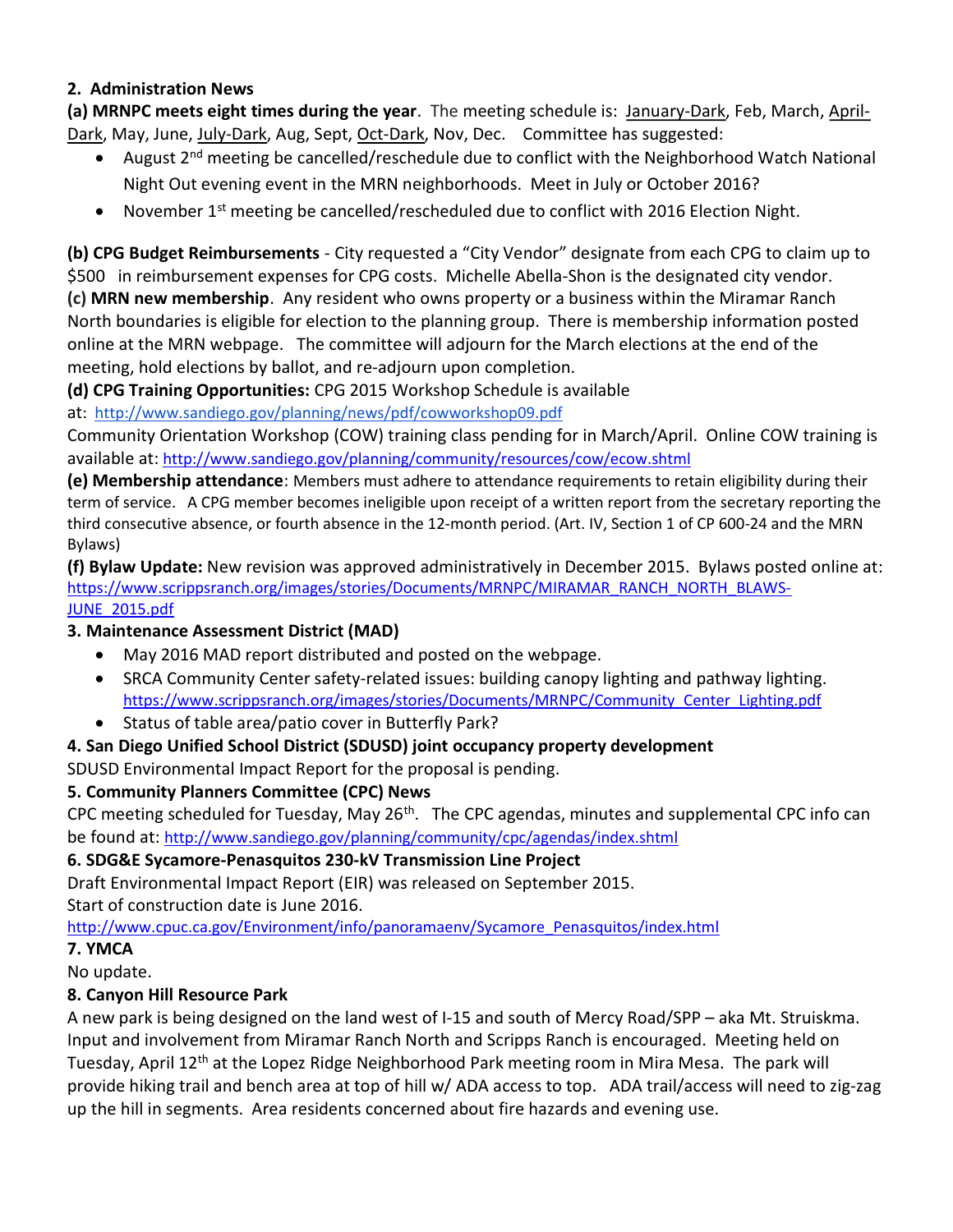**2. Administration News**

**(a) MRNPC meets eight times during the year**. The meeting schedule is: January-Dark, Feb, March, April-Dark, May, June, July-Dark, Aug, Sept, Oct-Dark, Nov, Dec. Committee has suggested:

- August 2nd meeting be cancelled/reschedule due to conflict with the Neighborhood Watch National Night Out evening event in the MRN neighborhoods. Meet in July or October 2016?
- November 1st meeting be cancelled/rescheduled due to conflict with 2016 Election Night.

**(b) CPG Budget Reimbursements** - City requested a "City Vendor" designate from each CPG to claim up to $500 in reimbursement expenses for CPG costs. Michelle Abella-Shon is the designated city vendor.

**(c) MRN new membership**. Any resident who owns property or a business within the Miramar Ranch North boundaries is eligible for election to the planning group. There is membership information posted online at the MRN webpage. The committee will adjourn for the March elections at the end of the meeting, hold elections by ballot, and re-adjourn upon completion.

**(d) CPG Training Opportunities:** CPG 2015 Workshop Schedule is available at: http://www.sandiego.gov/planning/news/pdf/cowworkshop09.pdf

Community Orientation Workshop (COW) training class pending for in March/April. Online COW training is available at: http://www.sandiego.gov/planning/community/resources/cow/ecow.shtml

**(e) Membership attendance**: Members must adhere to attendance requirements to retain eligibility during their term of service. A CPG member becomes ineligible upon receipt of a written report from the secretary reporting the third consecutive absence, or fourth absence in the 12-month period. (Art. IV, Section 1 of CP 600-24 and the MRN Bylaws)

**(f) Bylaw Update:** New revision was approved administratively in December 2015. Bylaws posted online at: https://www.scrippsranch.org/images/stories/Documents/MRNPC/MIRAMAR_RANCH_NORTH_BLAWS-JUNE_2015.pdf

**3. Maintenance Assessment District (MAD)**

- May 2016 MAD report distributed and posted on the webpage.
- SRCA Community Center safety-related issues: building canopy lighting and pathway lighting. https://www.scrippsranch.org/images/stories/Documents/MRNPC/Community_Center_Lighting.pdf
- Status of table area/patio cover in Butterfly Park?

**4. San Diego Unified School District (SDUSD) joint occupancy property development**

SDUSD Environmental Impact Report for the proposal is pending.

**5. Community Planners Committee (CPC) News**

CPC meeting scheduled for Tuesday, May 26th. The CPC agendas, minutes and supplemental CPC info can be found at: http://www.sandiego.gov/planning/community/cpc/agendas/index.shtml

**6. SDG&E Sycamore-Penasquitos 230-kV Transmission Line Project**

Draft Environmental Impact Report (EIR) was released on September 2015.

Start of construction date is June 2016.

http://www.cpuc.ca.gov/Environment/info/panoramaenv/Sycamore_Penasquitos/index.html

**7. YMCA**

No update.

**8. Canyon Hill Resource Park**

A new park is being designed on the land west of I-15 and south of Mercy Road/SPP – aka Mt. Struiskma. Input and involvement from Miramar Ranch North and Scripps Ranch is encouraged. Meeting held on Tuesday, April 12th at the Lopez Ridge Neighborhood Park meeting room in Mira Mesa. The park will provide hiking trail and bench area at top of hill w/ ADA access to top. ADA trail/access will need to zig-zag up the hill in segments. Area residents concerned about fire hazards and evening use.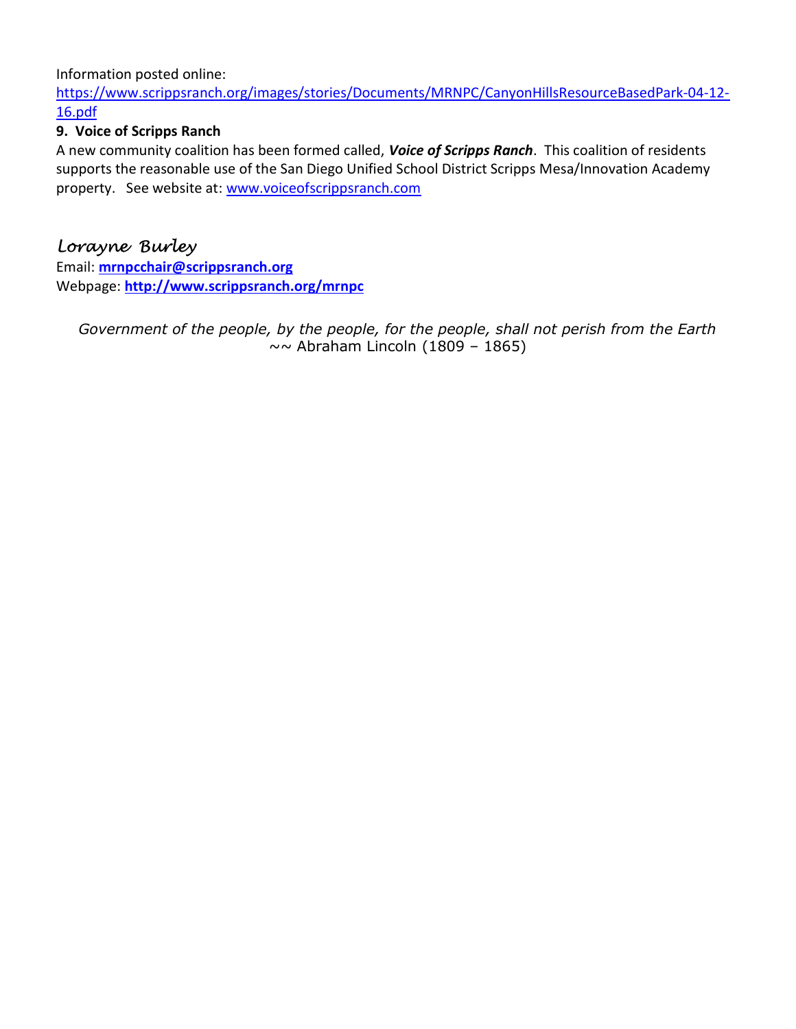Information posted online:
https://www.scrippsranch.org/images/stories/Documents/MRNPC/CanyonHillsResourceBasedPark-04-12-16.pdf

**9. Voice of Scripps Ranch**

A new community coalition has been formed called, ***Voice of Scripps Ranch***. This coalition of residents supports the reasonable use of the San Diego Unified School District Scripps Mesa/Innovation Academy property. See website at: www.voiceofscrippsranch.com

*Lorayne Burley*

Email: **mrnpcchair@scrippsranch.org**

Webpage: **http://www.scrippsranch.org/mrnpc**

*Government of the people, by the people, for the people, shall not perish from the Earth*
~~ Abraham Lincoln (1809 – 1865)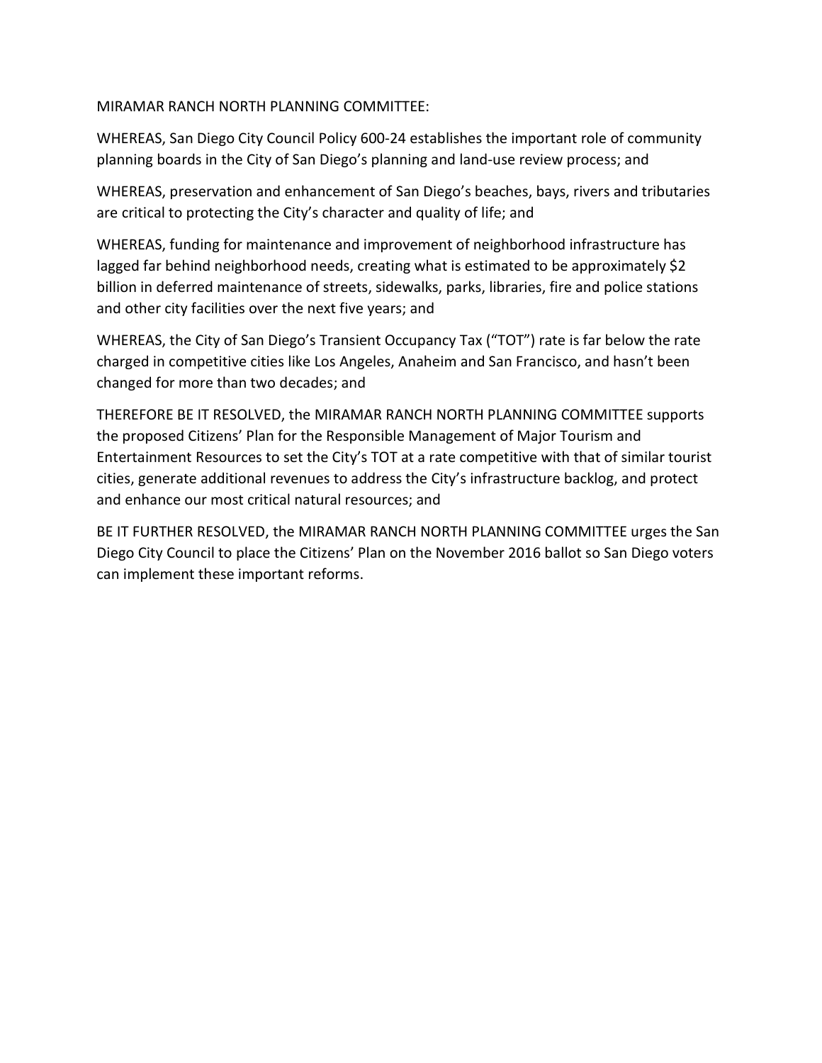MIRAMAR RANCH NORTH PLANNING COMMITTEE:

WHEREAS, San Diego City Council Policy 600-24 establishes the important role of community planning boards in the City of San Diego's planning and land-use review process; and

WHEREAS, preservation and enhancement of San Diego's beaches, bays, rivers and tributaries are critical to protecting the City's character and quality of life; and

WHEREAS, funding for maintenance and improvement of neighborhood infrastructure has lagged far behind neighborhood needs, creating what is estimated to be approximately $2 billion in deferred maintenance of streets, sidewalks, parks, libraries, fire and police stations and other city facilities over the next five years; and

WHEREAS, the City of San Diego's Transient Occupancy Tax ("TOT") rate is far below the rate charged in competitive cities like Los Angeles, Anaheim and San Francisco, and hasn't been changed for more than two decades; and

THEREFORE BE IT RESOLVED, the MIRAMAR RANCH NORTH PLANNING COMMITTEE supports the proposed Citizens' Plan for the Responsible Management of Major Tourism and Entertainment Resources to set the City's TOT at a rate competitive with that of similar tourist cities, generate additional revenues to address the City's infrastructure backlog, and protect and enhance our most critical natural resources; and

BE IT FURTHER RESOLVED, the MIRAMAR RANCH NORTH PLANNING COMMITTEE urges the San Diego City Council to place the Citizens' Plan on the November 2016 ballot so San Diego voters can implement these important reforms.